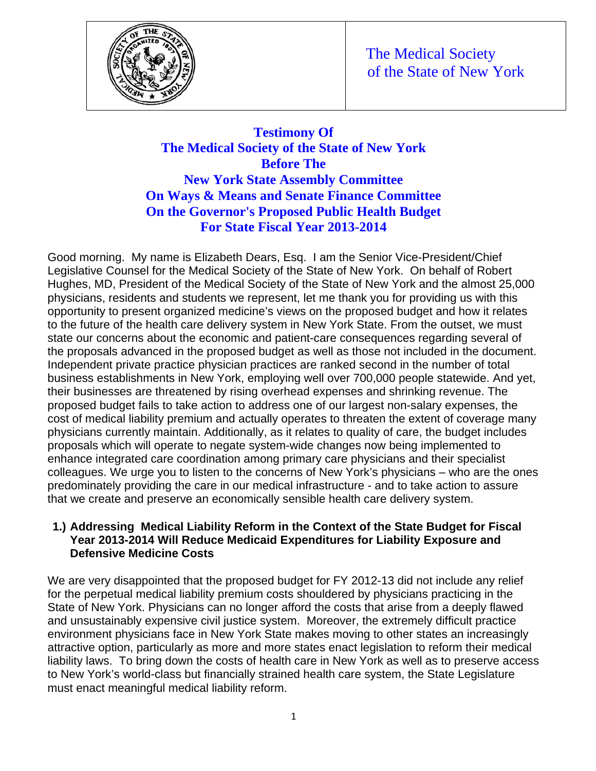The Medical Society of the State of New York

# Testimony Of The Medical Society of the State of New York Before The New York State Assembly Committee On Ways & Means and Senate Finance Committee On the Governor's Proposed Public Health Budget For State Fiscal Year 2013-2014

Good morning. My name is Elizabeth Dears, Esq. I am the Senior Vice-President/Chief Legislative Counsel for the Medical Society of the State of New York. On behalf of Robert Hughes, MD, President of the Medical Society of the State of New York and the almost 25,000 physicians, residents and students we represent, let me thank you for providing us with this opportunity to present organized medicine's views on the proposed budget and how it relates to the future of the health care delivery system in New York State. From the outset, we must state our concerns about the economic and patient-care consequences regarding several of the proposals advanced in the proposed budget as well as those not included in the document. Independent private practice physician practices are ranked second in the number of total business establishments in New York, employing well over 700,000 people statewide. And yet, their businesses are threatened by rising overhead expenses and shrinking revenue. The proposed budget fails to take action to address one of our largest non-salary expenses, the cost of medical liability premium and actually operates to threaten the extent of coverage many physicians currently maintain. Additionally, as it relates to quality of care, the budget includes proposals which will operate to negate system-wide changes now being implemented to enhance integrated care coordination among primary care physicians and their specialist colleagues. We urge you to listen to the concerns of New York's physicians – who are the ones predominately providing the care in our medical infrastructure - and to take action to assure that we create and preserve an economically sensible health care delivery system.

### 1.) Addressing Medical Liability Reform in the Context of the State Budget for Fiscal Year 2013-2014 Will Reduce Medicaid Expenditures for Liability Exposure and Defensive Medicine Costs

We are very disappointed that the proposed budget for FY 2012-13 did not include any relief for the perpetual medical liability premium costs shouldered by physicians practicing in the State of New York. Physicians can no longer afford the costs that arise from a deeply flawed and unsustainably expensive civil justice system. Moreover, the extremely difficult practice environment physicians face in New York State makes moving to other states an increasingly attractive option, particularly as more and more states enact legislation to reform their medical liability laws. To bring down the costs of health care in New York as well as to preserve access to New York's world-class but financially strained health care system, the State Legislature must enact meaningful medical liability reform.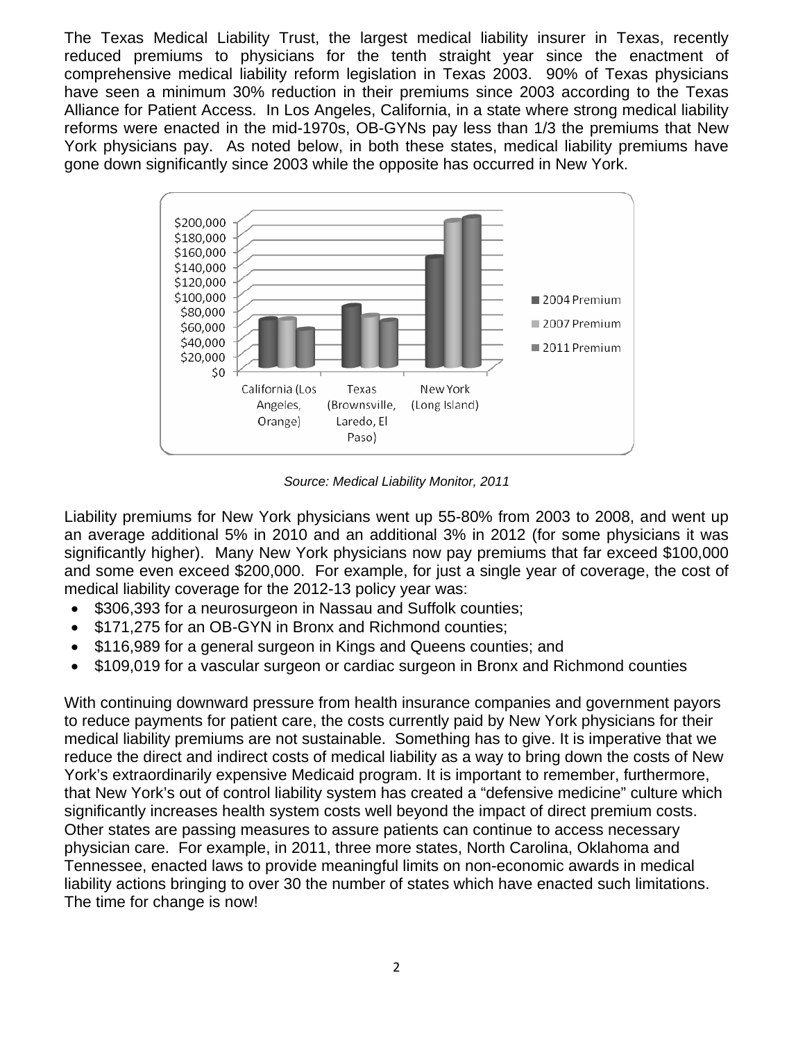The Texas Medical Liability Trust, the largest medical liability insurer in Texas, recently reduced premiums to physicians for the tenth straight year since the enactment of comprehensive medical liability reform legislation in Texas 2003. 90% of Texas physicians have seen a minimum 30% reduction in their premiums since 2003 according to the Texas Alliance for Patient Access. In Los Angeles, California, in a state where strong medical liability reforms were enacted in the mid-1970s, OB-GYNs pay less than 1/3 the premiums that New York physicians pay. As noted below, in both these states, medical liability premiums have gone down significantly since 2003 while the opposite has occurred in New York.

*Source: Medical Liability Monitor, 2011*

Liability premiums for New York physicians went up 55-80% from 2003 to 2008, and went up an average additional 5% in 2010 and an additional 3% in 2012 (for some physicians it was significantly higher). Many New York physicians now pay premiums that far exceed $100,000 and some even exceed $200,000. For example, for just a single year of coverage, the cost of medical liability coverage for the 2012-13 policy year was:

- $306,393 for a neurosurgeon in Nassau and Suffolk counties;
- $171,275 for an OB-GYN in Bronx and Richmond counties;
- $116,989 for a general surgeon in Kings and Queens counties; and
- $109,019 for a vascular surgeon or cardiac surgeon in Bronx and Richmond counties

With continuing downward pressure from health insurance companies and government payors to reduce payments for patient care, the costs currently paid by New York physicians for their medical liability premiums are not sustainable. Something has to give. It is imperative that we reduce the direct and indirect costs of medical liability as a way to bring down the costs of New York's extraordinarily expensive Medicaid program. It is important to remember, furthermore, that New York's out of control liability system has created a "defensive medicine" culture which significantly increases health system costs well beyond the impact of direct premium costs. Other states are passing measures to assure patients can continue to access necessary physician care. For example, in 2011, three more states, North Carolina, Oklahoma and Tennessee, enacted laws to provide meaningful limits on non-economic awards in medical liability actions bringing to over 30 the number of states which have enacted such limitations. The time for change is now!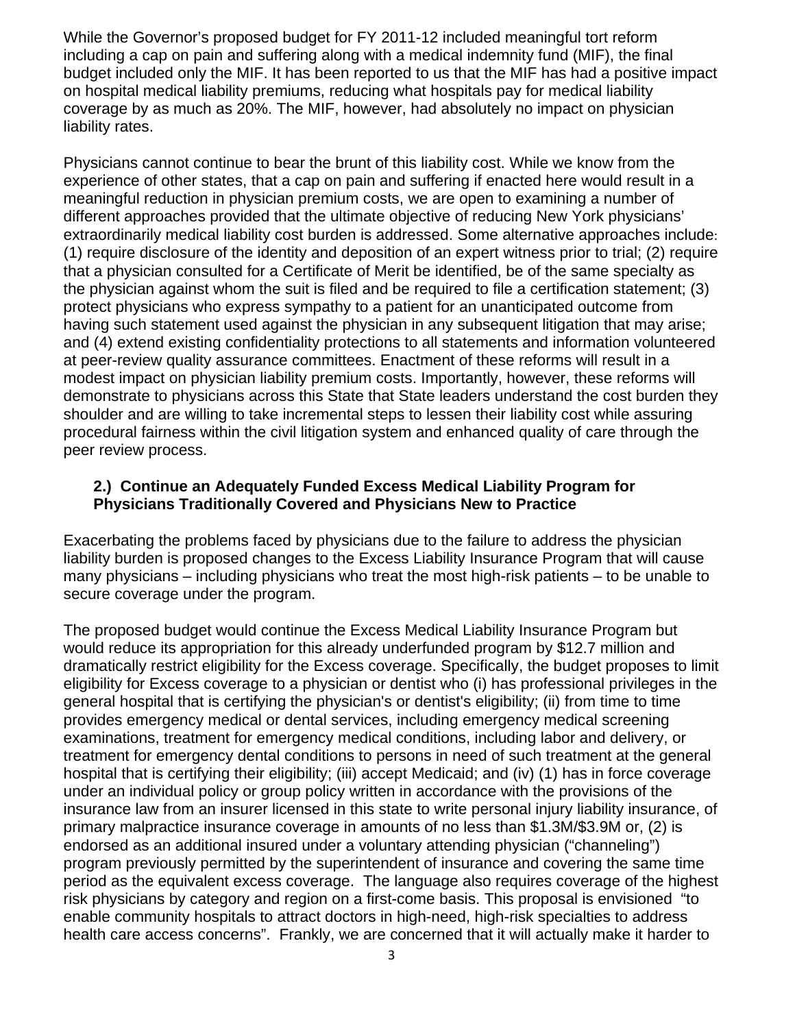While the Governor's proposed budget for FY 2011-12 included meaningful tort reform including a cap on pain and suffering along with a medical indemnity fund (MIF), the final budget included only the MIF. It has been reported to us that the MIF has had a positive impact on hospital medical liability premiums, reducing what hospitals pay for medical liability coverage by as much as 20%. The MIF, however, had absolutely no impact on physician liability rates.

Physicians cannot continue to bear the brunt of this liability cost. While we know from the experience of other states, that a cap on pain and suffering if enacted here would result in a meaningful reduction in physician premium costs, we are open to examining a number of different approaches provided that the ultimate objective of reducing New York physicians' extraordinarily medical liability cost burden is addressed. Some alternative approaches include: (1) require disclosure of the identity and deposition of an expert witness prior to trial; (2) require that a physician consulted for a Certificate of Merit be identified, be of the same specialty as the physician against whom the suit is filed and be required to file a certification statement; (3) protect physicians who express sympathy to a patient for an unanticipated outcome from having such statement used against the physician in any subsequent litigation that may arise; and (4) extend existing confidentiality protections to all statements and information volunteered at peer-review quality assurance committees. Enactment of these reforms will result in a modest impact on physician liability premium costs. Importantly, however, these reforms will demonstrate to physicians across this State that State leaders understand the cost burden they shoulder and are willing to take incremental steps to lessen their liability cost while assuring procedural fairness within the civil litigation system and enhanced quality of care through the peer review process.

**2.) Continue an Adequately Funded Excess Medical Liability Program for Physicians Traditionally Covered and Physicians New to Practice**

Exacerbating the problems faced by physicians due to the failure to address the physician liability burden is proposed changes to the Excess Liability Insurance Program that will cause many physicians – including physicians who treat the most high-risk patients – to be unable to secure coverage under the program.

The proposed budget would continue the Excess Medical Liability Insurance Program but would reduce its appropriation for this already underfunded program by $12.7 million and dramatically restrict eligibility for the Excess coverage. Specifically, the budget proposes to limit eligibility for Excess coverage to a physician or dentist who (i) has professional privileges in the general hospital that is certifying the physician's or dentist's eligibility; (ii) from time to time provides emergency medical or dental services, including emergency medical screening examinations, treatment for emergency medical conditions, including labor and delivery, or treatment for emergency dental conditions to persons in need of such treatment at the general hospital that is certifying their eligibility; (iii) accept Medicaid; and (iv) (1) has in force coverage under an individual policy or group policy written in accordance with the provisions of the insurance law from an insurer licensed in this state to write personal injury liability insurance, of primary malpractice insurance coverage in amounts of no less than $1.3M/$3.9M or, (2) is endorsed as an additional insured under a voluntary attending physician ("channeling") program previously permitted by the superintendent of insurance and covering the same time period as the equivalent excess coverage. The language also requires coverage of the highest risk physicians by category and region on a first-come basis. This proposal is envisioned "to enable community hospitals to attract doctors in high-need, high-risk specialties to address health care access concerns". Frankly, we are concerned that it will actually make it harder to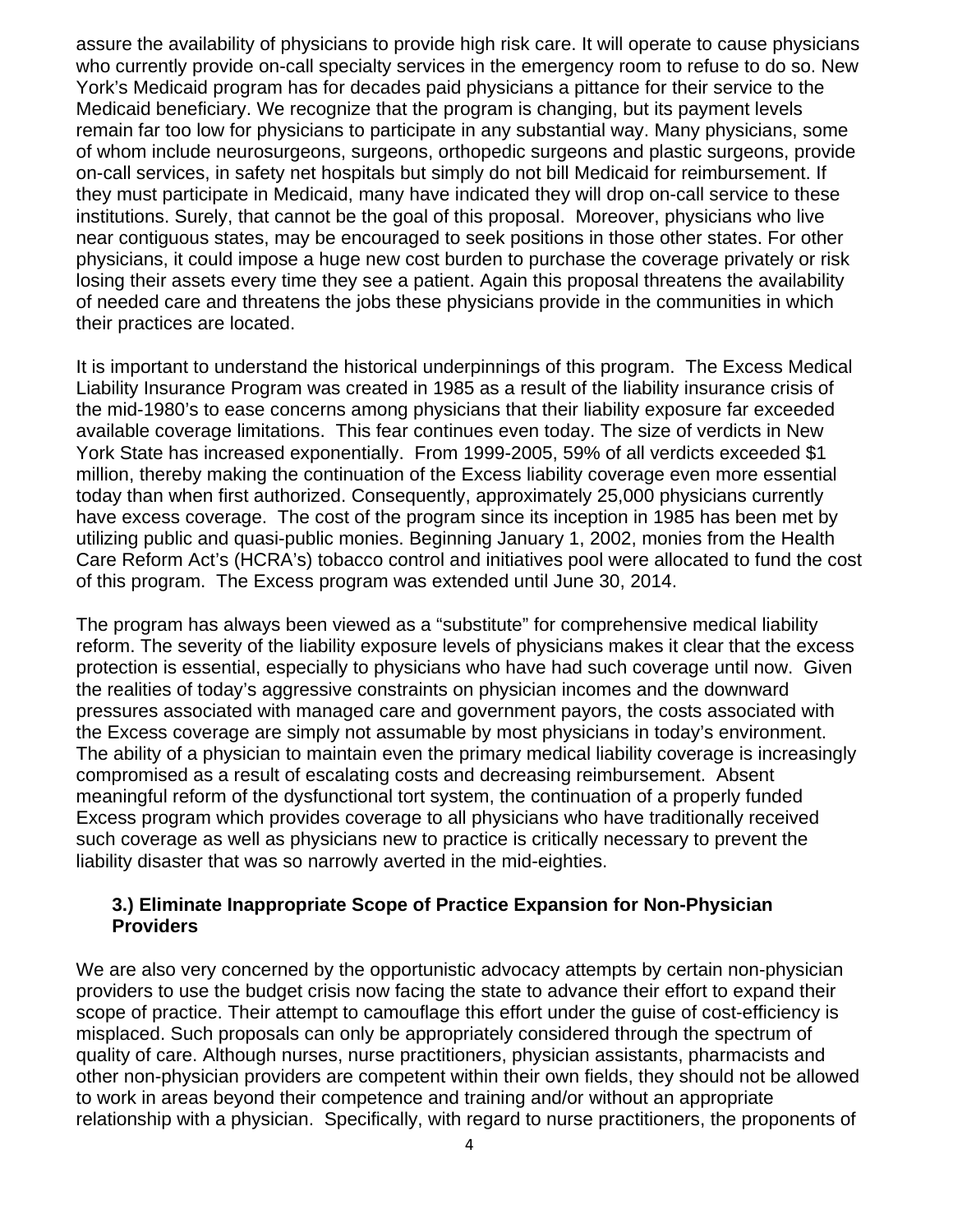assure the availability of physicians to provide high risk care. It will operate to cause physicians who currently provide on-call specialty services in the emergency room to refuse to do so. New York's Medicaid program has for decades paid physicians a pittance for their service to the Medicaid beneficiary. We recognize that the program is changing, but its payment levels remain far too low for physicians to participate in any substantial way. Many physicians, some of whom include neurosurgeons, surgeons, orthopedic surgeons and plastic surgeons, provide on-call services, in safety net hospitals but simply do not bill Medicaid for reimbursement. If they must participate in Medicaid, many have indicated they will drop on-call service to these institutions. Surely, that cannot be the goal of this proposal. Moreover, physicians who live near contiguous states, may be encouraged to seek positions in those other states. For other physicians, it could impose a huge new cost burden to purchase the coverage privately or risk losing their assets every time they see a patient. Again this proposal threatens the availability of needed care and threatens the jobs these physicians provide in the communities in which their practices are located.

It is important to understand the historical underpinnings of this program. The Excess Medical Liability Insurance Program was created in 1985 as a result of the liability insurance crisis of the mid-1980's to ease concerns among physicians that their liability exposure far exceeded available coverage limitations. This fear continues even today. The size of verdicts in New York State has increased exponentially. From 1999-2005, 59% of all verdicts exceeded $1 million, thereby making the continuation of the Excess liability coverage even more essential today than when first authorized. Consequently, approximately 25,000 physicians currently have excess coverage. The cost of the program since its inception in 1985 has been met by utilizing public and quasi-public monies. Beginning January 1, 2002, monies from the Health Care Reform Act's (HCRA's) tobacco control and initiatives pool were allocated to fund the cost of this program. The Excess program was extended until June 30, 2014.

The program has always been viewed as a "substitute" for comprehensive medical liability reform. The severity of the liability exposure levels of physicians makes it clear that the excess protection is essential, especially to physicians who have had such coverage until now. Given the realities of today's aggressive constraints on physician incomes and the downward pressures associated with managed care and government payors, the costs associated with the Excess coverage are simply not assumable by most physicians in today's environment. The ability of a physician to maintain even the primary medical liability coverage is increasingly compromised as a result of escalating costs and decreasing reimbursement. Absent meaningful reform of the dysfunctional tort system, the continuation of a properly funded Excess program which provides coverage to all physicians who have traditionally received such coverage as well as physicians new to practice is critically necessary to prevent the liability disaster that was so narrowly averted in the mid-eighties.

### 3.) Eliminate Inappropriate Scope of Practice Expansion for Non-Physician Providers

We are also very concerned by the opportunistic advocacy attempts by certain non-physician providers to use the budget crisis now facing the state to advance their effort to expand their scope of practice. Their attempt to camouflage this effort under the guise of cost-efficiency is misplaced. Such proposals can only be appropriately considered through the spectrum of quality of care. Although nurses, nurse practitioners, physician assistants, pharmacists and other non-physician providers are competent within their own fields, they should not be allowed to work in areas beyond their competence and training and/or without an appropriate relationship with a physician. Specifically, with regard to nurse practitioners, the proponents of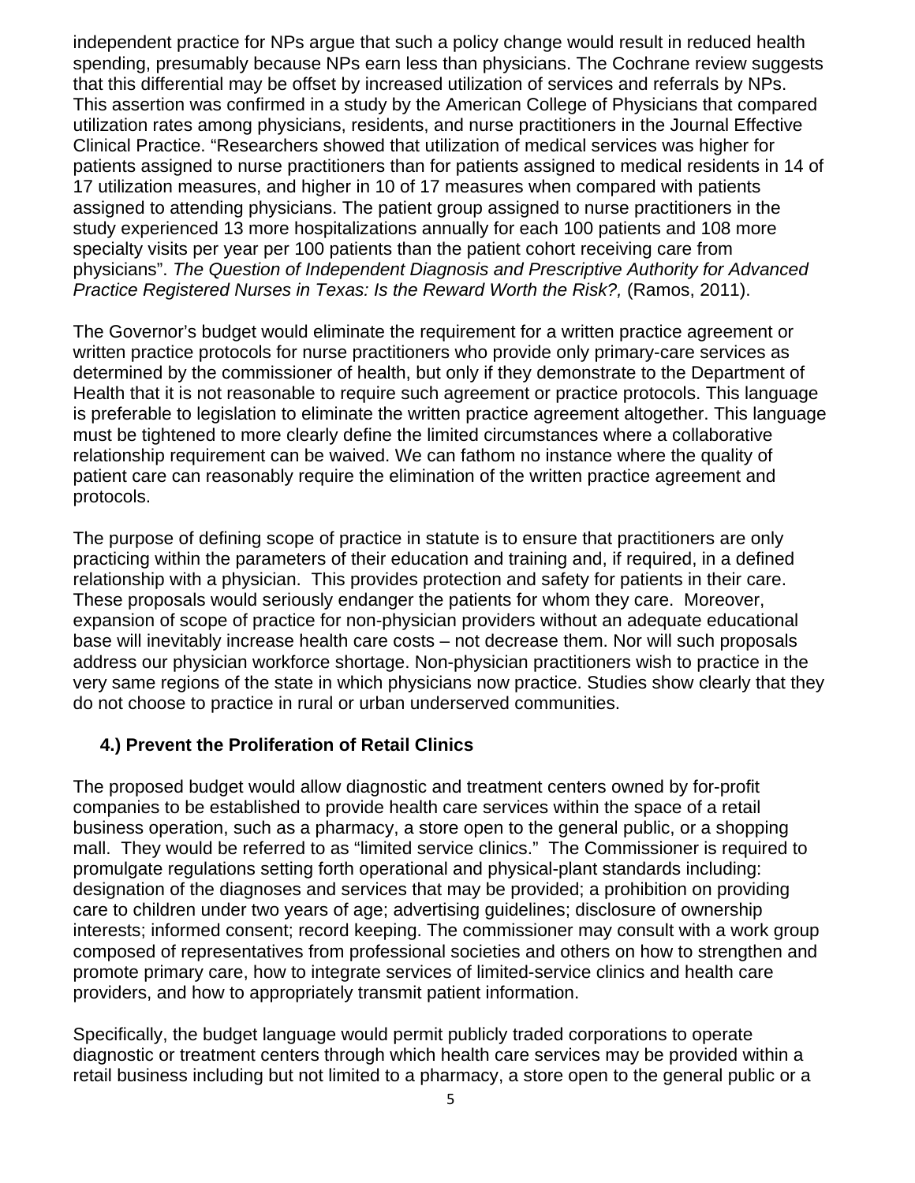independent practice for NPs argue that such a policy change would result in reduced health spending, presumably because NPs earn less than physicians. The Cochrane review suggests that this differential may be offset by increased utilization of services and referrals by NPs. This assertion was confirmed in a study by the American College of Physicians that compared utilization rates among physicians, residents, and nurse practitioners in the Journal Effective Clinical Practice. “Researchers showed that utilization of medical services was higher for patients assigned to nurse practitioners than for patients assigned to medical residents in 14 of 17 utilization measures, and higher in 10 of 17 measures when compared with patients assigned to attending physicians. The patient group assigned to nurse practitioners in the study experienced 13 more hospitalizations annually for each 100 patients and 108 more specialty visits per year per 100 patients than the patient cohort receiving care from physicians”. *The Question of Independent Diagnosis and Prescriptive Authority for Advanced Practice Registered Nurses in Texas: Is the Reward Worth the Risk?,* (Ramos, 2011).

The Governor’s budget would eliminate the requirement for a written practice agreement or written practice protocols for nurse practitioners who provide only primary-care services as determined by the commissioner of health, but only if they demonstrate to the Department of Health that it is not reasonable to require such agreement or practice protocols. This language is preferable to legislation to eliminate the written practice agreement altogether. This language must be tightened to more clearly define the limited circumstances where a collaborative relationship requirement can be waived. We can fathom no instance where the quality of patient care can reasonably require the elimination of the written practice agreement and protocols.

The purpose of defining scope of practice in statute is to ensure that practitioners are only practicing within the parameters of their education and training and, if required, in a defined relationship with a physician. This provides protection and safety for patients in their care. These proposals would seriously endanger the patients for whom they care. Moreover, expansion of scope of practice for non-physician providers without an adequate educational base will inevitably increase health care costs – not decrease them. Nor will such proposals address our physician workforce shortage. Non-physician practitioners wish to practice in the very same regions of the state in which physicians now practice. Studies show clearly that they do not choose to practice in rural or urban underserved communities.

**4.) Prevent the Proliferation of Retail Clinics**

The proposed budget would allow diagnostic and treatment centers owned by for-profit companies to be established to provide health care services within the space of a retail business operation, such as a pharmacy, a store open to the general public, or a shopping mall. They would be referred to as “limited service clinics.” The Commissioner is required to promulgate regulations setting forth operational and physical-plant standards including: designation of the diagnoses and services that may be provided; a prohibition on providing care to children under two years of age; advertising guidelines; disclosure of ownership interests; informed consent; record keeping. The commissioner may consult with a work group composed of representatives from professional societies and others on how to strengthen and promote primary care, how to integrate services of limited-service clinics and health care providers, and how to appropriately transmit patient information.

Specifically, the budget language would permit publicly traded corporations to operate diagnostic or treatment centers through which health care services may be provided within a retail business including but not limited to a pharmacy, a store open to the general public or a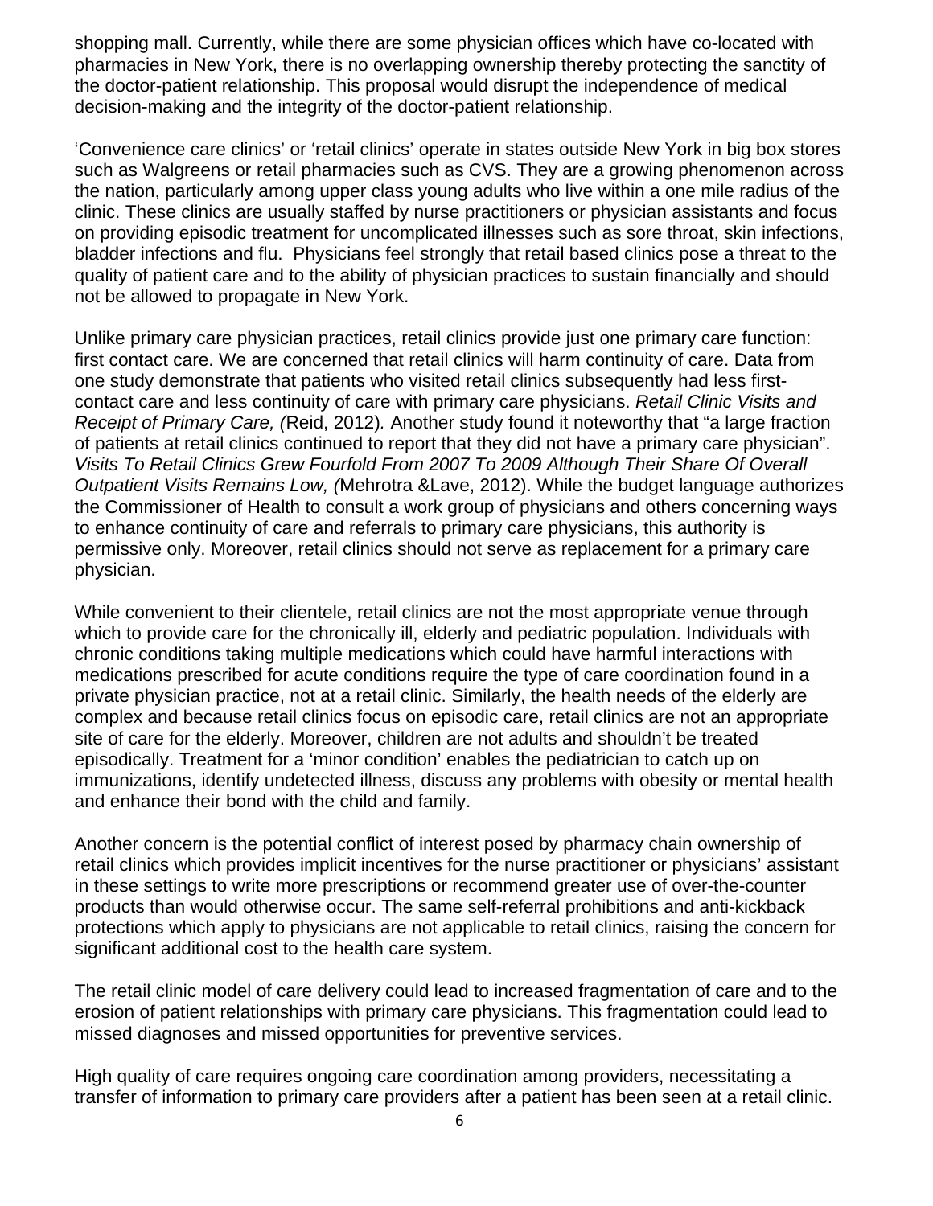shopping mall. Currently, while there are some physician offices which have co-located with pharmacies in New York, there is no overlapping ownership thereby protecting the sanctity of the doctor-patient relationship. This proposal would disrupt the independence of medical decision-making and the integrity of the doctor-patient relationship.

'Convenience care clinics' or 'retail clinics' operate in states outside New York in big box stores such as Walgreens or retail pharmacies such as CVS. They are a growing phenomenon across the nation, particularly among upper class young adults who live within a one mile radius of the clinic. These clinics are usually staffed by nurse practitioners or physician assistants and focus on providing episodic treatment for uncomplicated illnesses such as sore throat, skin infections, bladder infections and flu. Physicians feel strongly that retail based clinics pose a threat to the quality of patient care and to the ability of physician practices to sustain financially and should not be allowed to propagate in New York.

Unlike primary care physician practices, retail clinics provide just one primary care function: first contact care. We are concerned that retail clinics will harm continuity of care. Data from one study demonstrate that patients who visited retail clinics subsequently had less first-contact care and less continuity of care with primary care physicians. *Retail Clinic Visits and Receipt of Primary Care, (*Reid, 2012*).* Another study found it noteworthy that "a large fraction of patients at retail clinics continued to report that they did not have a primary care physician". *Visits To Retail Clinics Grew Fourfold From 2007 To 2009 Although Their Share Of Overall Outpatient Visits Remains Low, (*Mehrotra &Lave, 2012). While the budget language authorizes the Commissioner of Health to consult a work group of physicians and others concerning ways to enhance continuity of care and referrals to primary care physicians, this authority is permissive only. Moreover, retail clinics should not serve as replacement for a primary care physician.

While convenient to their clientele, retail clinics are not the most appropriate venue through which to provide care for the chronically ill, elderly and pediatric population. Individuals with chronic conditions taking multiple medications which could have harmful interactions with medications prescribed for acute conditions require the type of care coordination found in a private physician practice, not at a retail clinic. Similarly, the health needs of the elderly are complex and because retail clinics focus on episodic care, retail clinics are not an appropriate site of care for the elderly. Moreover, children are not adults and shouldn't be treated episodically. Treatment for a 'minor condition' enables the pediatrician to catch up on immunizations, identify undetected illness, discuss any problems with obesity or mental health and enhance their bond with the child and family.

Another concern is the potential conflict of interest posed by pharmacy chain ownership of retail clinics which provides implicit incentives for the nurse practitioner or physicians' assistant in these settings to write more prescriptions or recommend greater use of over-the-counter products than would otherwise occur. The same self-referral prohibitions and anti-kickback protections which apply to physicians are not applicable to retail clinics, raising the concern for significant additional cost to the health care system.

The retail clinic model of care delivery could lead to increased fragmentation of care and to the erosion of patient relationships with primary care physicians. This fragmentation could lead to missed diagnoses and missed opportunities for preventive services.

High quality of care requires ongoing care coordination among providers, necessitating a transfer of information to primary care providers after a patient has been seen at a retail clinic.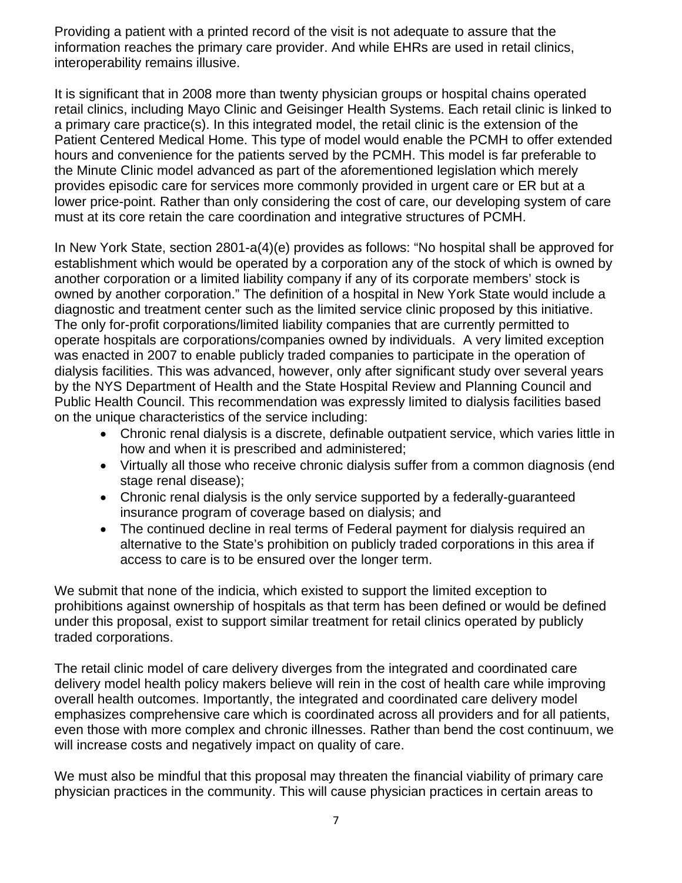Providing a patient with a printed record of the visit is not adequate to assure that the information reaches the primary care provider. And while EHRs are used in retail clinics, interoperability remains illusive.

It is significant that in 2008 more than twenty physician groups or hospital chains operated retail clinics, including Mayo Clinic and Geisinger Health Systems. Each retail clinic is linked to a primary care practice(s). In this integrated model, the retail clinic is the extension of the Patient Centered Medical Home. This type of model would enable the PCMH to offer extended hours and convenience for the patients served by the PCMH. This model is far preferable to the Minute Clinic model advanced as part of the aforementioned legislation which merely provides episodic care for services more commonly provided in urgent care or ER but at a lower price-point. Rather than only considering the cost of care, our developing system of care must at its core retain the care coordination and integrative structures of PCMH.

In New York State, section 2801-a(4)(e) provides as follows: "No hospital shall be approved for establishment which would be operated by a corporation any of the stock of which is owned by another corporation or a limited liability company if any of its corporate members' stock is owned by another corporation." The definition of a hospital in New York State would include a diagnostic and treatment center such as the limited service clinic proposed by this initiative. The only for-profit corporations/limited liability companies that are currently permitted to operate hospitals are corporations/companies owned by individuals. A very limited exception was enacted in 2007 to enable publicly traded companies to participate in the operation of dialysis facilities. This was advanced, however, only after significant study over several years by the NYS Department of Health and the State Hospital Review and Planning Council and Public Health Council. This recommendation was expressly limited to dialysis facilities based on the unique characteristics of the service including:

- Chronic renal dialysis is a discrete, definable outpatient service, which varies little in how and when it is prescribed and administered;
- Virtually all those who receive chronic dialysis suffer from a common diagnosis (end stage renal disease);
- Chronic renal dialysis is the only service supported by a federally-guaranteed insurance program of coverage based on dialysis; and
- The continued decline in real terms of Federal payment for dialysis required an alternative to the State's prohibition on publicly traded corporations in this area if access to care is to be ensured over the longer term.

We submit that none of the indicia, which existed to support the limited exception to prohibitions against ownership of hospitals as that term has been defined or would be defined under this proposal, exist to support similar treatment for retail clinics operated by publicly traded corporations.

The retail clinic model of care delivery diverges from the integrated and coordinated care delivery model health policy makers believe will rein in the cost of health care while improving overall health outcomes. Importantly, the integrated and coordinated care delivery model emphasizes comprehensive care which is coordinated across all providers and for all patients, even those with more complex and chronic illnesses. Rather than bend the cost continuum, we will increase costs and negatively impact on quality of care.

We must also be mindful that this proposal may threaten the financial viability of primary care physician practices in the community. This will cause physician practices in certain areas to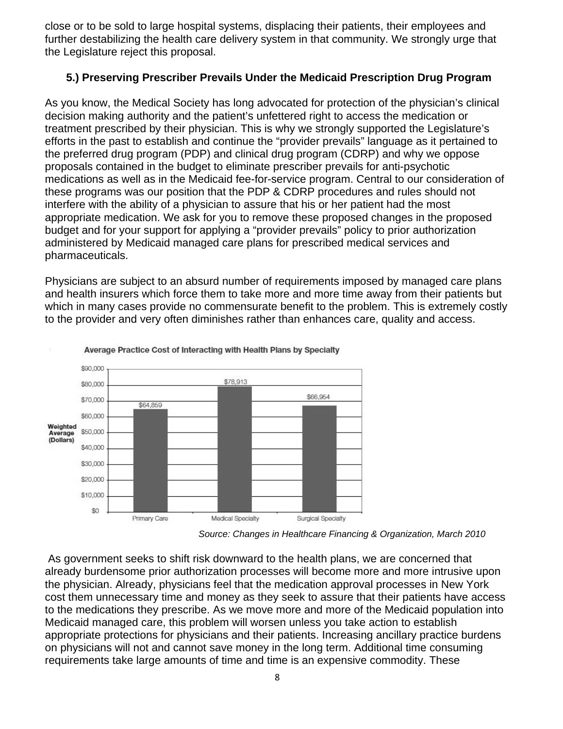close or to be sold to large hospital systems, displacing their patients, their employees and further destabilizing the health care delivery system in that community. We strongly urge that the Legislature reject this proposal.

### 5.) Preserving Prescriber Prevails Under the Medicaid Prescription Drug Program

As you know, the Medical Society has long advocated for protection of the physician's clinical decision making authority and the patient's unfettered right to access the medication or treatment prescribed by their physician. This is why we strongly supported the Legislature's efforts in the past to establish and continue the "provider prevails" language as it pertained to the preferred drug program (PDP) and clinical drug program (CDRP) and why we oppose proposals contained in the budget to eliminate prescriber prevails for anti-psychotic medications as well as in the Medicaid fee-for-service program. Central to our consideration of these programs was our position that the PDP & CDRP procedures and rules should not interfere with the ability of a physician to assure that his or her patient had the most appropriate medication. We ask for you to remove these proposed changes in the proposed budget and for your support for applying a "provider prevails" policy to prior authorization administered by Medicaid managed care plans for prescribed medical services and pharmaceuticals.

Physicians are subject to an absurd number of requirements imposed by managed care plans and health insurers which force them to take more and more time away from their patients but which in many cases provide no commensurate benefit to the problem. This is extremely costly to the provider and very often diminishes rather than enhances care, quality and access.

**Average Practice Cost of Interacting with Health Plans by Specialty**

| Specialty | Weighted Average (Dollars) |
|---|---|
| Primary Care | $64,859 |
| Medical Specialty | $78,913 |
| Surgical Specialty | $66,954 |

*Source: Changes in Healthcare Financing & Organization, March 2010*

As government seeks to shift risk downward to the health plans, we are concerned that already burdensome prior authorization processes will become more and more intrusive upon the physician. Already, physicians feel that the medication approval processes in New York cost them unnecessary time and money as they seek to assure that their patients have access to the medications they prescribe. As we move more and more of the Medicaid population into Medicaid managed care, this problem will worsen unless you take action to establish appropriate protections for physicians and their patients. Increasing ancillary practice burdens on physicians will not and cannot save money in the long term. Additional time consuming requirements take large amounts of time and time is an expensive commodity. These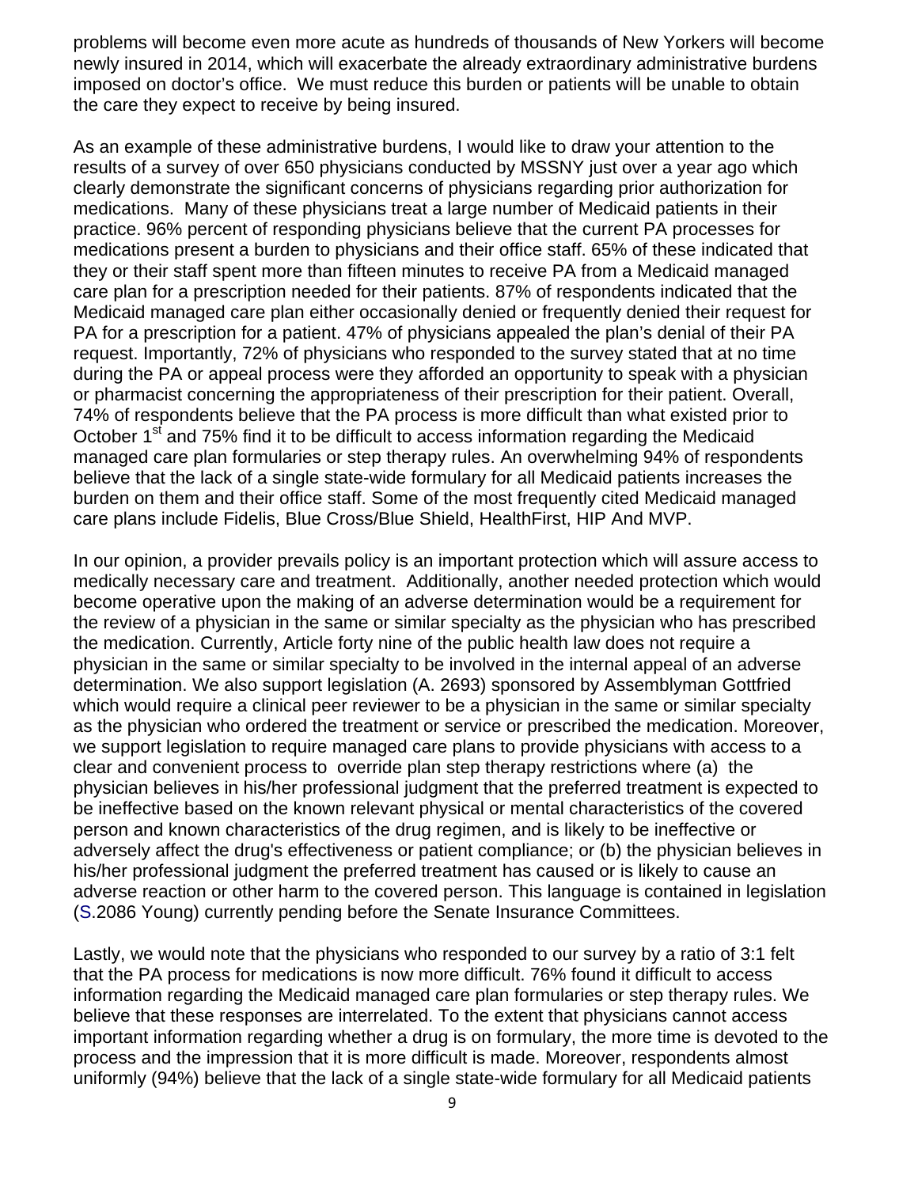problems will become even more acute as hundreds of thousands of New Yorkers will become newly insured in 2014, which will exacerbate the already extraordinary administrative burdens imposed on doctor's office. We must reduce this burden or patients will be unable to obtain the care they expect to receive by being insured.

As an example of these administrative burdens, I would like to draw your attention to the results of a survey of over 650 physicians conducted by MSSNY just over a year ago which clearly demonstrate the significant concerns of physicians regarding prior authorization for medications. Many of these physicians treat a large number of Medicaid patients in their practice. 96% percent of responding physicians believe that the current PA processes for medications present a burden to physicians and their office staff. 65% of these indicated that they or their staff spent more than fifteen minutes to receive PA from a Medicaid managed care plan for a prescription needed for their patients. 87% of respondents indicated that the Medicaid managed care plan either occasionally denied or frequently denied their request for PA for a prescription for a patient. 47% of physicians appealed the plan's denial of their PA request. Importantly, 72% of physicians who responded to the survey stated that at no time during the PA or appeal process were they afforded an opportunity to speak with a physician or pharmacist concerning the appropriateness of their prescription for their patient. Overall, 74% of respondents believe that the PA process is more difficult than what existed prior to October 1st and 75% find it to be difficult to access information regarding the Medicaid managed care plan formularies or step therapy rules. An overwhelming 94% of respondents believe that the lack of a single state-wide formulary for all Medicaid patients increases the burden on them and their office staff. Some of the most frequently cited Medicaid managed care plans include Fidelis, Blue Cross/Blue Shield, HealthFirst, HIP And MVP.

In our opinion, a provider prevails policy is an important protection which will assure access to medically necessary care and treatment. Additionally, another needed protection which would become operative upon the making of an adverse determination would be a requirement for the review of a physician in the same or similar specialty as the physician who has prescribed the medication. Currently, Article forty nine of the public health law does not require a physician in the same or similar specialty to be involved in the internal appeal of an adverse determination. We also support legislation (A. 2693) sponsored by Assemblyman Gottfried which would require a clinical peer reviewer to be a physician in the same or similar specialty as the physician who ordered the treatment or service or prescribed the medication. Moreover, we support legislation to require managed care plans to provide physicians with access to a clear and convenient process to override plan step therapy restrictions where (a) the physician believes in his/her professional judgment that the preferred treatment is expected to be ineffective based on the known relevant physical or mental characteristics of the covered person and known characteristics of the drug regimen, and is likely to be ineffective or adversely affect the drug's effectiveness or patient compliance; or (b) the physician believes in his/her professional judgment the preferred treatment has caused or is likely to cause an adverse reaction or other harm to the covered person. This language is contained in legislation (S.2086 Young) currently pending before the Senate Insurance Committees.

Lastly, we would note that the physicians who responded to our survey by a ratio of 3:1 felt that the PA process for medications is now more difficult. 76% found it difficult to access information regarding the Medicaid managed care plan formularies or step therapy rules. We believe that these responses are interrelated. To the extent that physicians cannot access important information regarding whether a drug is on formulary, the more time is devoted to the process and the impression that it is more difficult is made. Moreover, respondents almost uniformly (94%) believe that the lack of a single state-wide formulary for all Medicaid patients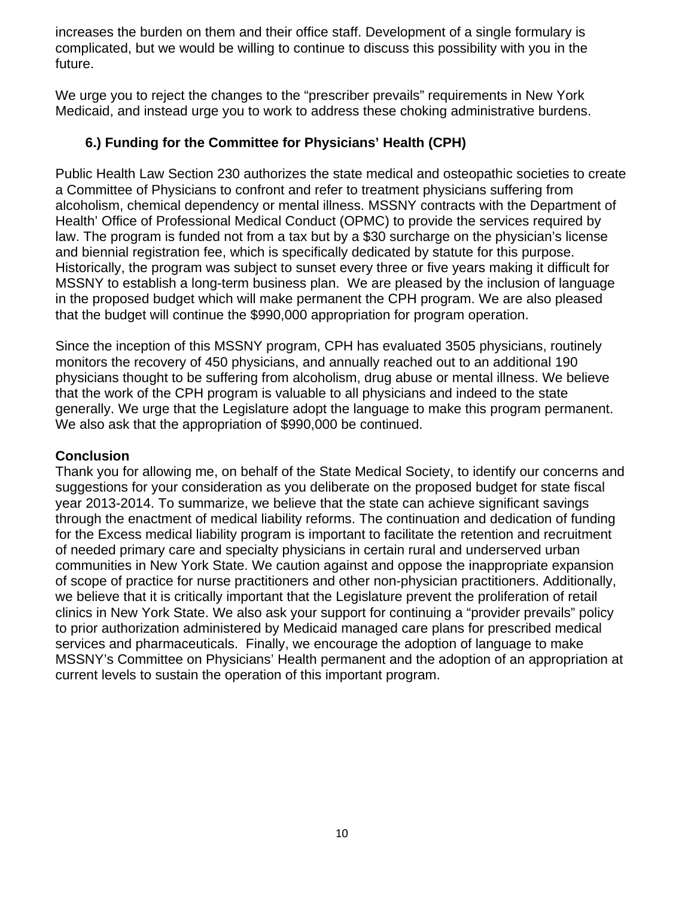increases the burden on them and their office staff. Development of a single formulary is complicated, but we would be willing to continue to discuss this possibility with you in the future.

We urge you to reject the changes to the "prescriber prevails" requirements in New York Medicaid, and instead urge you to work to address these choking administrative burdens.

### 6.) Funding for the Committee for Physicians' Health (CPH)

Public Health Law Section 230 authorizes the state medical and osteopathic societies to create a Committee of Physicians to confront and refer to treatment physicians suffering from alcoholism, chemical dependency or mental illness. MSSNY contracts with the Department of Health' Office of Professional Medical Conduct (OPMC) to provide the services required by law. The program is funded not from a tax but by a $30 surcharge on the physician's license and biennial registration fee, which is specifically dedicated by statute for this purpose. Historically, the program was subject to sunset every three or five years making it difficult for MSSNY to establish a long-term business plan. We are pleased by the inclusion of language in the proposed budget which will make permanent the CPH program. We are also pleased that the budget will continue the $990,000 appropriation for program operation.

Since the inception of this MSSNY program, CPH has evaluated 3505 physicians, routinely monitors the recovery of 450 physicians, and annually reached out to an additional 190 physicians thought to be suffering from alcoholism, drug abuse or mental illness. We believe that the work of the CPH program is valuable to all physicians and indeed to the state generally. We urge that the Legislature adopt the language to make this program permanent. We also ask that the appropriation of $990,000 be continued.

### Conclusion

Thank you for allowing me, on behalf of the State Medical Society, to identify our concerns and suggestions for your consideration as you deliberate on the proposed budget for state fiscal year 2013-2014. To summarize, we believe that the state can achieve significant savings through the enactment of medical liability reforms. The continuation and dedication of funding for the Excess medical liability program is important to facilitate the retention and recruitment of needed primary care and specialty physicians in certain rural and underserved urban communities in New York State. We caution against and oppose the inappropriate expansion of scope of practice for nurse practitioners and other non-physician practitioners. Additionally, we believe that it is critically important that the Legislature prevent the proliferation of retail clinics in New York State. We also ask your support for continuing a "provider prevails" policy to prior authorization administered by Medicaid managed care plans for prescribed medical services and pharmaceuticals. Finally, we encourage the adoption of language to make MSSNY's Committee on Physicians' Health permanent and the adoption of an appropriation at current levels to sustain the operation of this important program.